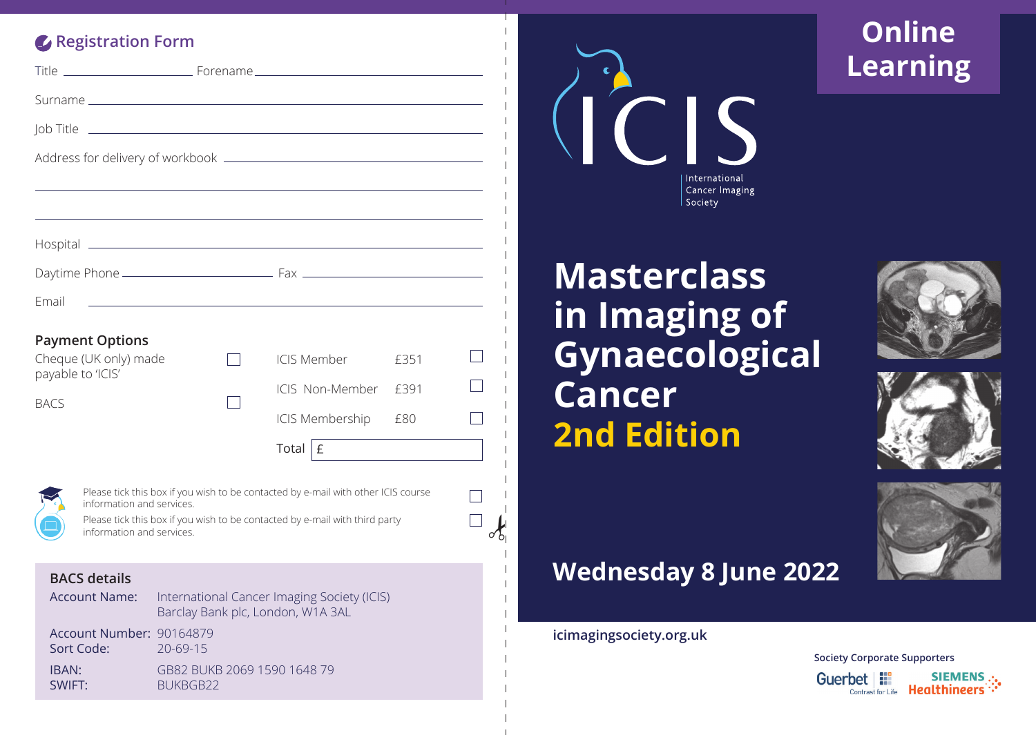## Registration Form

Title ____________________ Forename ______________________________

Surname ______________________________________________

Job Title ______________________________________________

Address for delivery of workbook ______________________________________________

______________________________________________

______________________________________________

Hospital ______________________________________________

Daytime Phone ____________________ Fax ____________________

Email ______________________________________________

### Payment Options

| | | | | |
|---|---|---|---|---|
| Cheque (UK only) made payable to 'ICIS' | ☐ | ICIS Member | £351 | ☐ |
| BACS | ☐ | ICIS Non-Member | £391 | ☐ |
| | | ICIS Membership | £80 | ☐ |
| | | Total | £ | |

Please tick this box if you wish to be contacted by e-mail with other ICIS course information and services. ☐

Please tick this box if you wish to be contacted by e-mail with third party information and services. ☐

### BACS details

Account Name: International Cancer Imaging Society (ICIS)
Barclay Bank plc, London, W1A 3AL

Account Number: 90164879
Sort Code: 20-69-15

IBAN: GB82 BUKB 2069 1590 1648 79
SWIFT: BUKBGB22

# Online Learning

ICIS
International Cancer Imaging Society

# Masterclass in Imaging of Gynaecological Cancer 2nd Edition

## Wednesday 8 June 2022

icimagingsociety.org.uk

Society Corporate Supporters

Guerbet Contrast for Life

SIEMENS Healthineers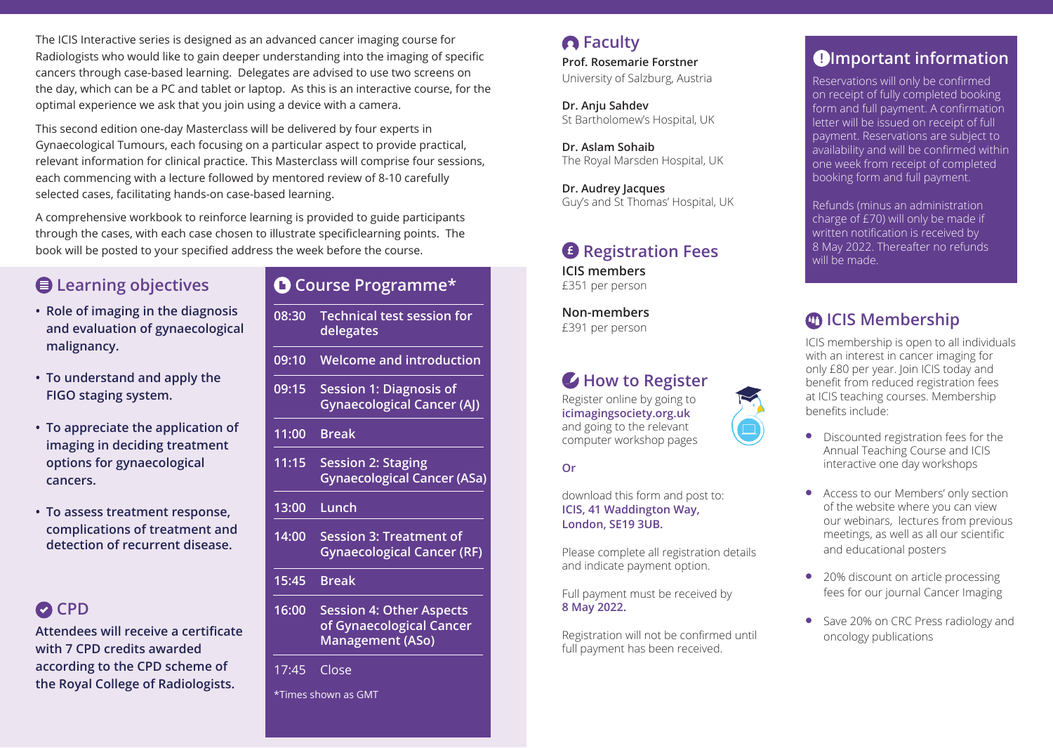The ICIS Interactive series is designed as an advanced cancer imaging course for Radiologists who would like to gain deeper understanding into the imaging of specific cancers through case-based learning. Delegates are advised to use two screens on the day, which can be a PC and tablet or laptop. As this is an interactive course, for the optimal experience we ask that you join using a device with a camera.

This second edition one-day Masterclass will be delivered by four experts in Gynaecological Tumours, each focusing on a particular aspect to provide practical, relevant information for clinical practice. This Masterclass will comprise four sessions, each commencing with a lecture followed by mentored review of 8-10 carefully selected cases, facilitating hands-on case-based learning.

A comprehensive workbook to reinforce learning is provided to guide participants through the cases, with each case chosen to illustrate specificlearning points. The book will be posted to your specified address the week before the course.

## Learning objectives

- **Role of imaging in the diagnosis and evaluation of gynaecological malignancy.**
- **To understand and apply the FIGO staging system.**
- **To appreciate the application of imaging in deciding treatment options for gynaecological cancers.**
- **To assess treatment response, complications of treatment and detection of recurrent disease.**

## CPD

**Attendees will receive a certificate with 7 CPD credits awarded according to the CPD scheme of the Royal College of Radiologists.**

## Course Programme*

| | |
|---|---|
| **08:30** | **Technical test session for delegates** |
| **09:10** | **Welcome and introduction** |
| **09:15** | **Session 1: Diagnosis of Gynaecological Cancer (AJ)** |
| **11:00** | **Break** |
| **11:15** | **Session 2: Staging Gynaecological Cancer (ASa)** |
| **13:00** | **Lunch** |
| **14:00** | **Session 3: Treatment of Gynaecological Cancer (RF)** |
| **15:45** | **Break** |
| **16:00** | **Session 4: Other Aspects of Gynaecological Cancer Management (ASo)** |
| 17:45 | Close |

*Times shown as GMT

## Faculty

**Prof. Rosemarie Forstner**
University of Salzburg, Austria

**Dr. Anju Sahdev**
St Bartholomew's Hospital, UK

**Dr. Aslam Sohaib**
The Royal Marsden Hospital, UK

**Dr. Audrey Jacques**
Guy's and St Thomas' Hospital, UK

## Registration Fees

**ICIS members**
£351 per person

**Non-members**
£391 per person

## How to Register

Register online by going to **icimagingsociety.org.uk** and going to the relevant computer workshop pages

**Or**

download this form and post to:
**ICIS, 41 Waddington Way, London, SE19 3UB.**

Please complete all registration details and indicate payment option.

Full payment must be received by **8 May 2022.**

Registration will not be confirmed until full payment has been received.

## Important information

Reservations will only be confirmed on receipt of fully completed booking form and full payment. A confirmation letter will be issued on receipt of full payment. Reservations are subject to availability and will be confirmed within one week from receipt of completed booking form and full payment.

Refunds (minus an administration charge of £70) will only be made if written notification is received by 8 May 2022. Thereafter no refunds will be made.

## ICIS Membership

ICIS membership is open to all individuals with an interest in cancer imaging for only £80 per year. Join ICIS today and benefit from reduced registration fees at ICIS teaching courses. Membership benefits include:

- Discounted registration fees for the Annual Teaching Course and ICIS interactive one day workshops
- Access to our Members' only section of the website where you can view our webinars, lectures from previous meetings, as well as all our scientific and educational posters
- 20% discount on article processing fees for our journal Cancer Imaging
- Save 20% on CRC Press radiology and oncology publications